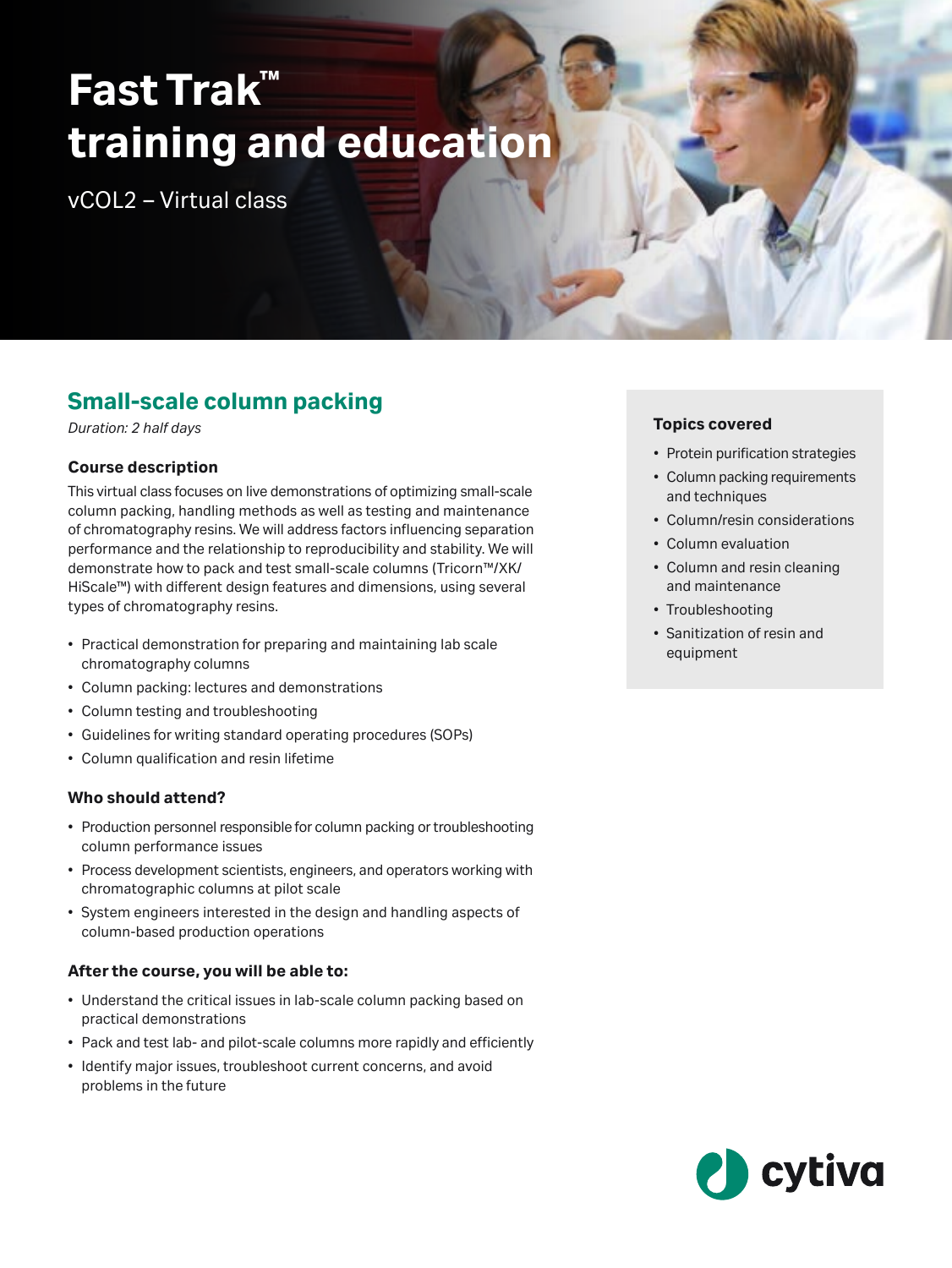# Fast Trak™ training and education

vCOL2 – Virtual class

## Small-scale column packing

*Duration: 2 half days*

### Course description

This virtual class focuses on live demonstrations of optimizing small-scale column packing, handling methods as well as testing and maintenance of chromatography resins. We will address factors influencing separation performance and the relationship to reproducibility and stability. We will demonstrate how to pack and test small-scale columns (Tricorn™/XK/HiScale™) with different design features and dimensions, using several types of chromatography resins.

- Practical demonstration for preparing and maintaining lab scale chromatography columns
- Column packing: lectures and demonstrations
- Column testing and troubleshooting
- Guidelines for writing standard operating procedures (SOPs)
- Column qualification and resin lifetime

### Who should attend?

- Production personnel responsible for column packing or troubleshooting column performance issues
- Process development scientists, engineers, and operators working with chromatographic columns at pilot scale
- System engineers interested in the design and handling aspects of column-based production operations

### After the course, you will be able to:

- Understand the critical issues in lab-scale column packing based on practical demonstrations
- Pack and test lab- and pilot-scale columns more rapidly and efficiently
- Identify major issues, troubleshoot current concerns, and avoid problems in the future

### Topics covered

- Protein purification strategies
- Column packing requirements and techniques
- Column/resin considerations
- Column evaluation
- Column and resin cleaning and maintenance
- Troubleshooting
- Sanitization of resin and equipment

cytiva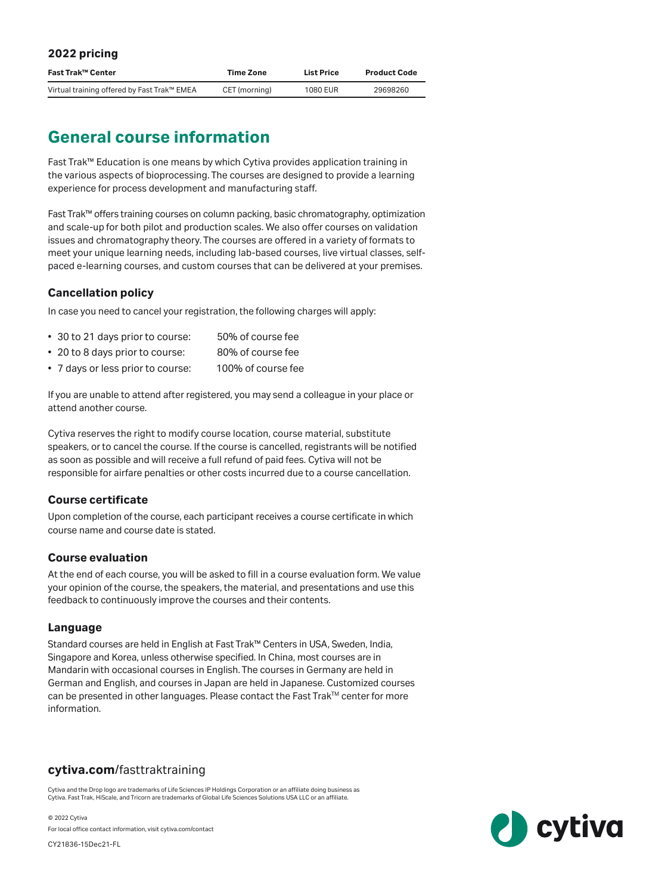### 2022 pricing

| Fast Trak™ Center | Time Zone | List Price | Product Code |
|---|---|---|---|
| Virtual training offered by Fast Trak™ EMEA | CET (morning) | 1080 EUR | 29698260 |

## General course information

Fast Trak™ Education is one means by which Cytiva provides application training in the various aspects of bioprocessing. The courses are designed to provide a learning experience for process development and manufacturing staff.

Fast Trak™ offers training courses on column packing, basic chromatography, optimization and scale-up for both pilot and production scales. We also offer courses on validation issues and chromatography theory. The courses are offered in a variety of formats to meet your unique learning needs, including lab-based courses, live virtual classes, self-paced e-learning courses, and custom courses that can be delivered at your premises.

### Cancellation policy

In case you need to cancel your registration, the following charges will apply:

- 30 to 21 days prior to course: 50% of course fee
- 20 to 8 days prior to course: 80% of course fee
- 7 days or less prior to course: 100% of course fee

If you are unable to attend after registered, you may send a colleague in your place or attend another course.

Cytiva reserves the right to modify course location, course material, substitute speakers, or to cancel the course. If the course is cancelled, registrants will be notified as soon as possible and will receive a full refund of paid fees. Cytiva will not be responsible for airfare penalties or other costs incurred due to a course cancellation.

### Course certificate

Upon completion of the course, each participant receives a course certificate in which course name and course date is stated.

### Course evaluation

At the end of each course, you will be asked to fill in a course evaluation form. We value your opinion of the course, the speakers, the material, and presentations and use this feedback to continuously improve the courses and their contents.

### Language

Standard courses are held in English at Fast Trak™ Centers in USA, Sweden, India, Singapore and Korea, unless otherwise specified. In China, most courses are in Mandarin with occasional courses in English. The courses in Germany are held in German and English, and courses in Japan are held in Japanese. Customized courses can be presented in other languages. Please contact the Fast Trak™ center for more information.

**cytiva.com**/fasttraktraining

Cytiva and the Drop logo are trademarks of Life Sciences IP Holdings Corporation or an affiliate doing business as Cytiva. Fast Trak, HiScale, and Tricorn are trademarks of Global Life Sciences Solutions USA LLC or an affiliate.

© 2022 Cytiva

For local office contact information, visit cytiva.com/contact

CY21836-15Dec21-FL